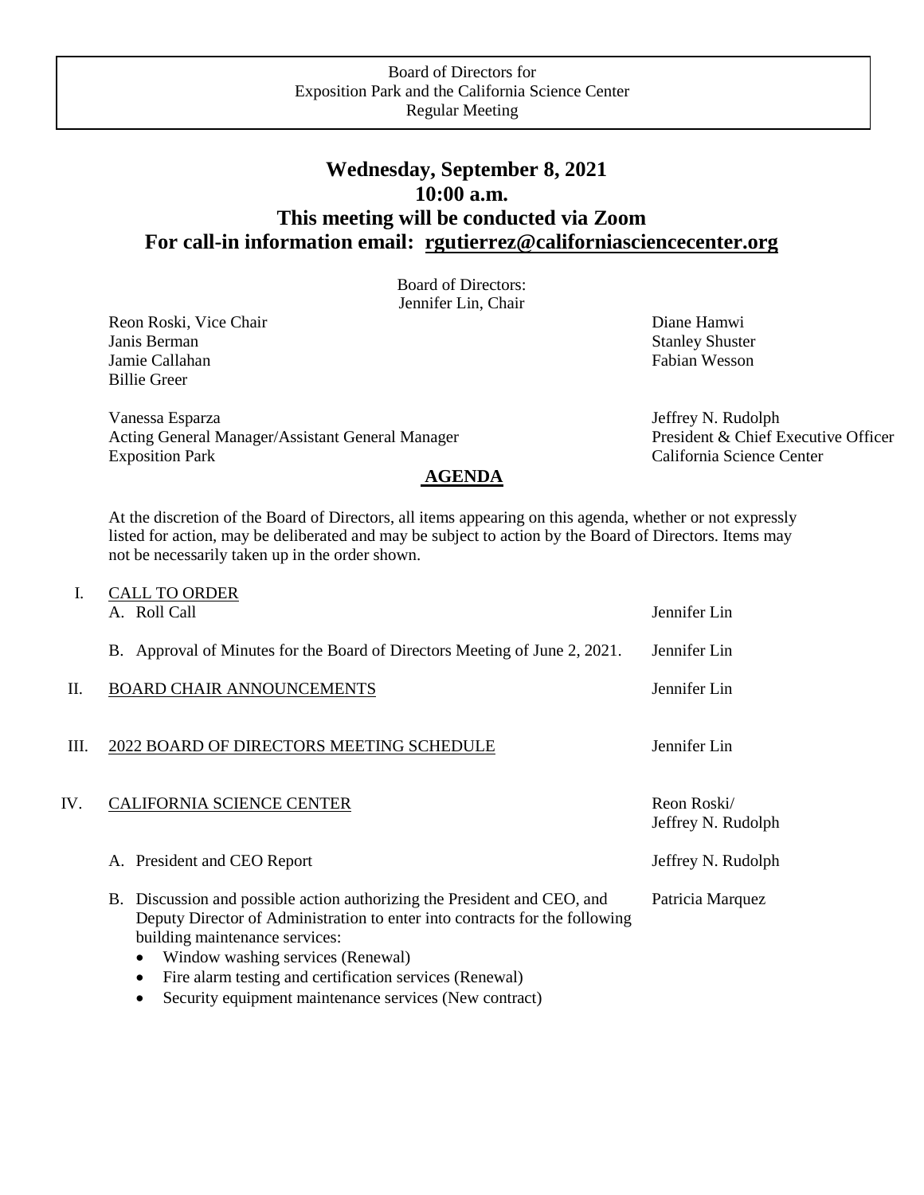Board of Directors for
Exposition Park and the California Science Center
Regular Meeting

# Wednesday, September 8, 2021
# 10:00 a.m.
# This meeting will be conducted via Zoom
# For call-in information email: rgutierrez@californiasciencecenter.org

Board of Directors:
Jennifer Lin, Chair

Reon Roski, Vice Chair
Janis Berman
Jamie Callahan
Billie Greer

Diane Hamwi
Stanley Shuster
Fabian Wesson

Vanessa Esparza
Acting General Manager/Assistant General Manager
Exposition Park

Jeffrey N. Rudolph
President & Chief Executive Officer
California Science Center

## AGENDA

At the discretion of the Board of Directors, all items appearing on this agenda, whether or not expressly listed for action, may be deliberated and may be subject to action by the Board of Directors. Items may not be necessarily taken up in the order shown.

I. CALL TO ORDER
   A. Roll Call — Jennifer Lin

   B. Approval of Minutes for the Board of Directors Meeting of June 2, 2021. — Jennifer Lin

II. BOARD CHAIR ANNOUNCEMENTS — Jennifer Lin

III. 2022 BOARD OF DIRECTORS MEETING SCHEDULE — Jennifer Lin

IV. CALIFORNIA SCIENCE CENTER — Reon Roski/ Jeffrey N. Rudolph

   A. President and CEO Report — Jeffrey N. Rudolph

   B. Discussion and possible action authorizing the President and CEO, and Deputy Director of Administration to enter into contracts for the following building maintenance services: — Patricia Marquez
      - Window washing services (Renewal)
      - Fire alarm testing and certification services (Renewal)
      - Security equipment maintenance services (New contract)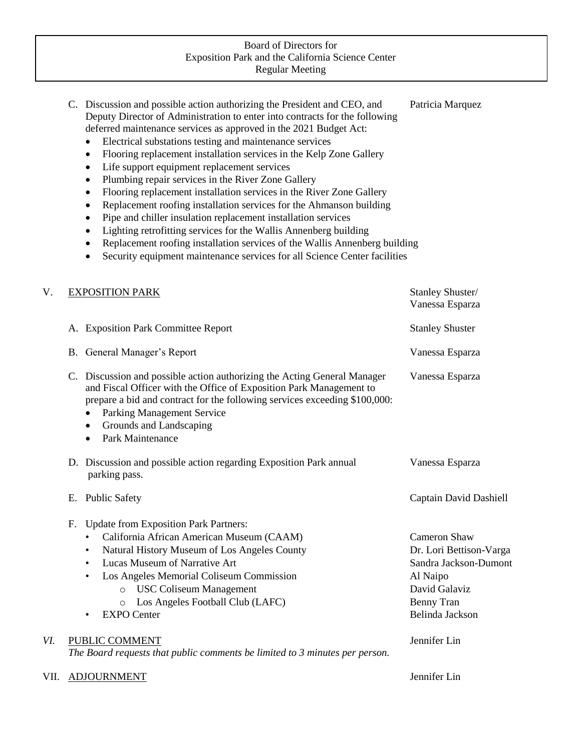Board of Directors for
Exposition Park and the California Science Center
Regular Meeting

C. Discussion and possible action authorizing the President and CEO, and Deputy Director of Administration to enter into contracts for the following deferred maintenance services as approved in the 2021 Budget Act: — Patricia Marquez
- Electrical substations testing and maintenance services
- Flooring replacement installation services in the Kelp Zone Gallery
- Life support equipment replacement services
- Plumbing repair services in the River Zone Gallery
- Flooring replacement installation services in the River Zone Gallery
- Replacement roofing installation services for the Ahmanson building
- Pipe and chiller insulation replacement installation services
- Lighting retrofitting services for the Wallis Annenberg building
- Replacement roofing installation services of the Wallis Annenberg building
- Security equipment maintenance services for all Science Center facilities

## V. EXPOSITION PARK — Stanley Shuster/ Vanessa Esparza

A. Exposition Park Committee Report — Stanley Shuster

B. General Manager's Report — Vanessa Esparza

C. Discussion and possible action authorizing the Acting General Manager and Fiscal Officer with the Office of Exposition Park Management to prepare a bid and contract for the following services exceeding $100,000: — Vanessa Esparza
- Parking Management Service
- Grounds and Landscaping
- Park Maintenance

D. Discussion and possible action regarding Exposition Park annual parking pass. — Vanessa Esparza

E. Public Safety — Captain David Dashiell

F. Update from Exposition Park Partners:
- California African American Museum (CAAM) — Cameron Shaw
- Natural History Museum of Los Angeles County — Dr. Lori Bettison-Varga
- Lucas Museum of Narrative Art — Sandra Jackson-Dumont
- Los Angeles Memorial Coliseum Commission — Al Naipo
  - USC Coliseum Management — David Galaviz
  - Los Angeles Football Club (LAFC) — Benny Tran
- EXPO Center — Belinda Jackson

## *VI.* PUBLIC COMMENT — Jennifer Lin

*The Board requests that public comments be limited to 3 minutes per person.*

## VII. ADJOURNMENT — Jennifer Lin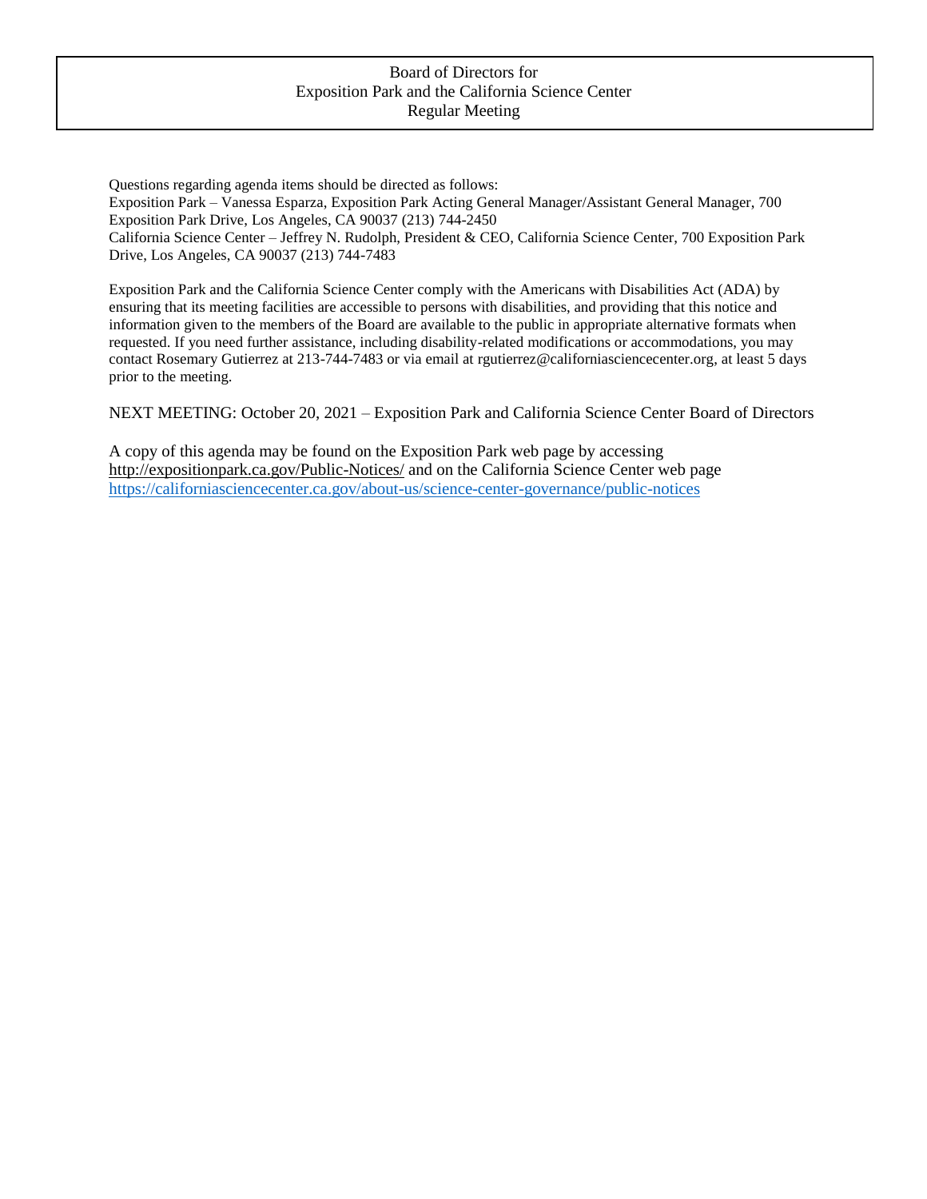Board of Directors for
Exposition Park and the California Science Center
Regular Meeting

Questions regarding agenda items should be directed as follows:
Exposition Park – Vanessa Esparza, Exposition Park Acting General Manager/Assistant General Manager, 700 Exposition Park Drive, Los Angeles, CA 90037 (213) 744-2450
California Science Center – Jeffrey N. Rudolph, President & CEO, California Science Center, 700 Exposition Park Drive, Los Angeles, CA 90037 (213) 744-7483

Exposition Park and the California Science Center comply with the Americans with Disabilities Act (ADA) by ensuring that its meeting facilities are accessible to persons with disabilities, and providing that this notice and information given to the members of the Board are available to the public in appropriate alternative formats when requested. If you need further assistance, including disability-related modifications or accommodations, you may contact Rosemary Gutierrez at 213-744-7483 or via email at rgutierrez@californiasciencecenter.org, at least 5 days prior to the meeting.

NEXT MEETING: October 20, 2021 – Exposition Park and California Science Center Board of Directors

A copy of this agenda may be found on the Exposition Park web page by accessing http://expositionpark.ca.gov/Public-Notices/ and on the California Science Center web page https://californiasciencecenter.ca.gov/about-us/science-center-governance/public-notices